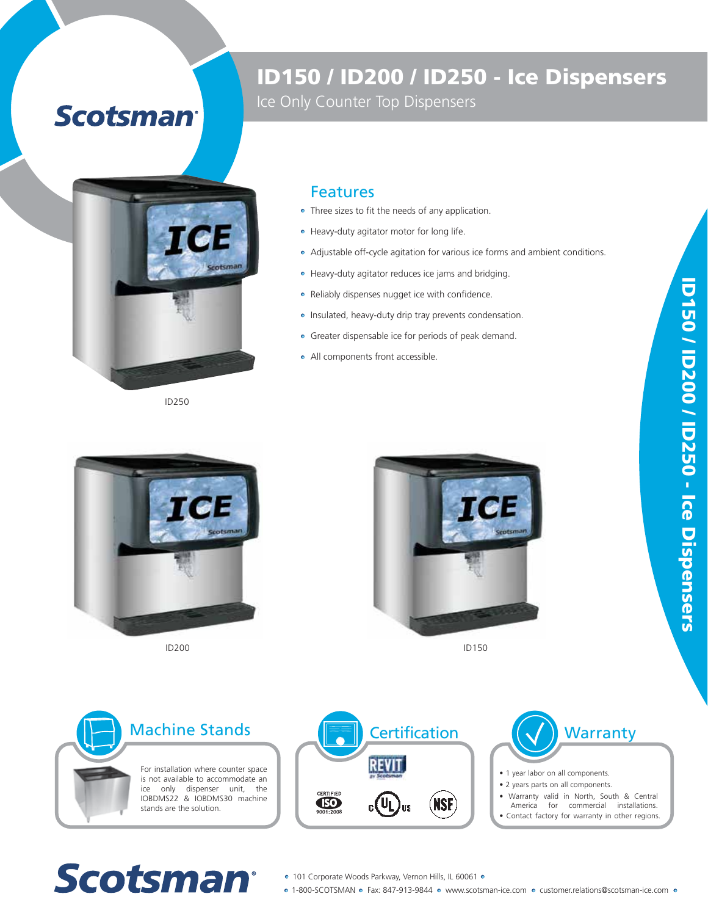Scotsman

# ID150 / ID200 / ID250 - Ice Dispensers

Ice Only Counter Top Dispensers

ID250

## Features

- Three sizes to fit the needs of any application.
- Heavy-duty agitator motor for long life.
- Adjustable off-cycle agitation for various ice forms and ambient conditions.
- Heavy-duty agitator reduces ice jams and bridging.
- Reliably dispenses nugget ice with confidence.
- Insulated, heavy-duty drip tray prevents condensation.
- Greater dispensable ice for periods of peak demand.
- All components front accessible.

ID200

ID150

## Machine Stands

For installation where counter space is not available to accommodate an ice only dispenser unit, the IOBDMS22 & IOBDMS30 machine stands are the solution.

## Certification

REVIT by Scotsman

CERTIFIED ISO 9001:2008

c UL us

NSF

## Warranty

- 1 year labor on all components.
- 2 years parts on all components.
- Warranty valid in North, South & Central America for commercial installations.
- Contact factory for warranty in other regions.

Scotsman

101 Corporate Woods Parkway, Vernon Hills, IL 60061

1-800-SCOTSMAN • Fax: 847-913-9844 • www.scotsman-ice.com • customer.relations@scotsman-ice.com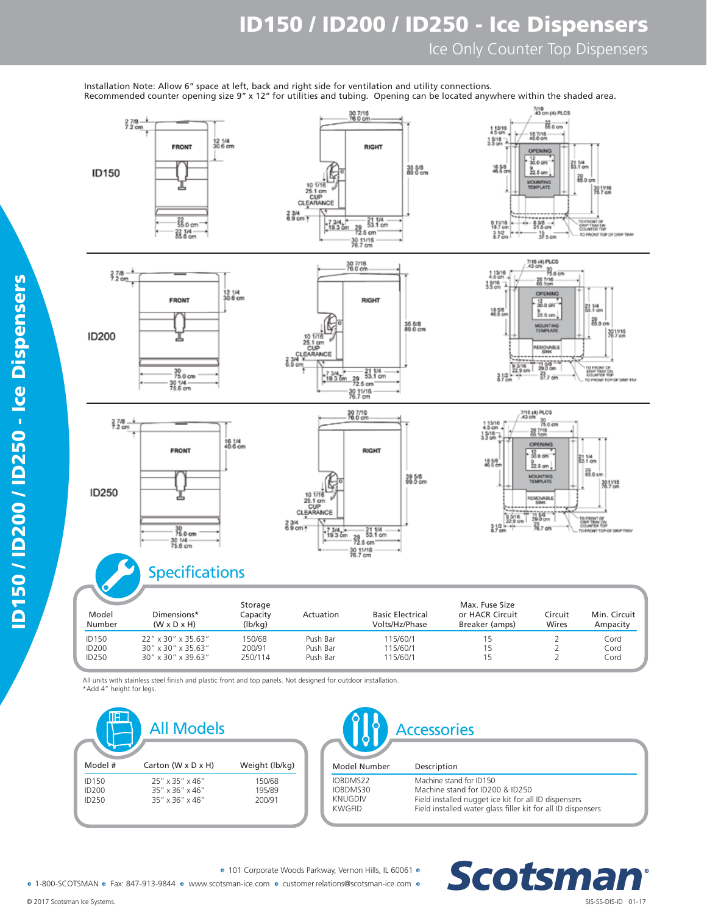# ID150 / ID200 / ID250 - Ice Dispensers

## Ice Only Counter Top Dispensers

Installation Note: Allow 6" space at left, back and right side for ventilation and utility connections.
Recommended counter opening size 9" x 12" for utilities and tubing. Opening can be located anywhere within the shaded area.

ID150

ID200

ID250

## Specifications

| Model Number | Dimensions* (W x D x H) | Storage Capacity (lb/kg) | Actuation | Basic Electrical Volts/Hz/Phase | Max. Fuse Size or HACR Circuit Breaker (amps) | Circuit Wires | Min. Circuit Ampicity |
|---|---|---|---|---|---|---|---|
| ID150 | 22" x 30" x 35.63" | 150/68 | Push Bar | 115/60/1 | 15 | 2 | Cord |
| ID200 | 30" x 30" x 35.63" | 200/91 | Push Bar | 115/60/1 | 15 | 2 | Cord |
| ID250 | 30" x 30" x 39.63" | 250/114 | Push Bar | 115/60/1 | 15 | 2 | Cord |

All units with stainless steel finish and plastic front and top panels. Not designed for outdoor installation.
*Add 4" height for legs.

## All Models

| Model # | Carton (W x D x H) | Weight (lb/kg) |
|---|---|---|
| ID150 | 25" x 35" x 46" | 150/68 |
| ID200 | 35" x 36" x 46" | 195/89 |
| ID250 | 35" x 36" x 46" | 200/91 |

## Accessories

| Model Number | Description |
|---|---|
| IOBDMS22 | Machine stand for ID150 |
| IOBDMS30 | Machine stand for ID200 & ID250 |
| KNUGDIV | Field installed nugget ice kit for all ID dispensers |
| KWGFID | Field installed water glass filler kit for all ID dispensers |

101 Corporate Woods Parkway, Vernon Hills, IL 60061
1-800-SCOTSMAN • Fax: 847-913-9844 • www.scotsman-ice.com • customer.relations@scotsman-ice.com

Scotsman®

© 2017 Scotsman Ice Systems.

SIS-SS-DIS-ID 01-17